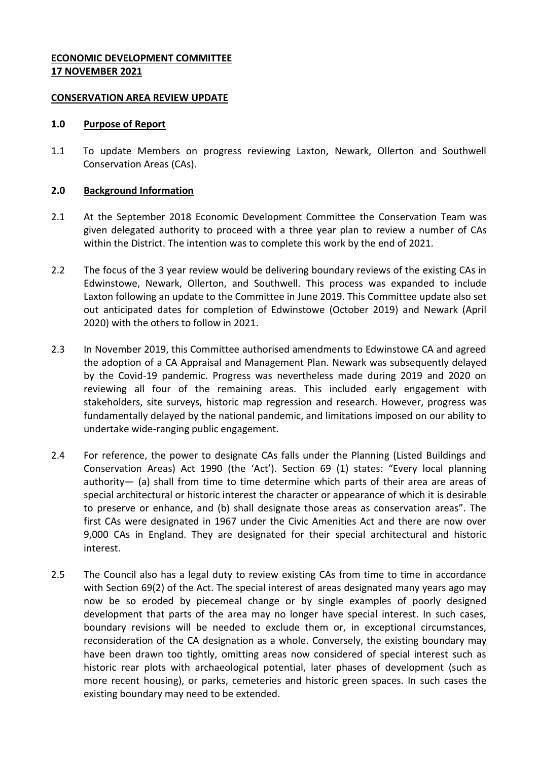**ECONOMIC DEVELOPMENT COMMITTEE**
**17 NOVEMBER 2021**

**CONSERVATION AREA REVIEW UPDATE**

## 1.0 Purpose of Report

1.1 To update Members on progress reviewing Laxton, Newark, Ollerton and Southwell Conservation Areas (CAs).

## 2.0 Background Information

2.1 At the September 2018 Economic Development Committee the Conservation Team was given delegated authority to proceed with a three year plan to review a number of CAs within the District. The intention was to complete this work by the end of 2021.

2.2 The focus of the 3 year review would be delivering boundary reviews of the existing CAs in Edwinstowe, Newark, Ollerton, and Southwell. This process was expanded to include Laxton following an update to the Committee in June 2019. This Committee update also set out anticipated dates for completion of Edwinstowe (October 2019) and Newark (April 2020) with the others to follow in 2021.

2.3 In November 2019, this Committee authorised amendments to Edwinstowe CA and agreed the adoption of a CA Appraisal and Management Plan. Newark was subsequently delayed by the Covid-19 pandemic. Progress was nevertheless made during 2019 and 2020 on reviewing all four of the remaining areas. This included early engagement with stakeholders, site surveys, historic map regression and research. However, progress was fundamentally delayed by the national pandemic, and limitations imposed on our ability to undertake wide-ranging public engagement.

2.4 For reference, the power to designate CAs falls under the Planning (Listed Buildings and Conservation Areas) Act 1990 (the 'Act'). Section 69 (1) states: "Every local planning authority— (a) shall from time to time determine which parts of their area are areas of special architectural or historic interest the character or appearance of which it is desirable to preserve or enhance, and (b) shall designate those areas as conservation areas". The first CAs were designated in 1967 under the Civic Amenities Act and there are now over 9,000 CAs in England. They are designated for their special architectural and historic interest.

2.5 The Council also has a legal duty to review existing CAs from time to time in accordance with Section 69(2) of the Act. The special interest of areas designated many years ago may now be so eroded by piecemeal change or by single examples of poorly designed development that parts of the area may no longer have special interest. In such cases, boundary revisions will be needed to exclude them or, in exceptional circumstances, reconsideration of the CA designation as a whole. Conversely, the existing boundary may have been drawn too tightly, omitting areas now considered of special interest such as historic rear plots with archaeological potential, later phases of development (such as more recent housing), or parks, cemeteries and historic green spaces. In such cases the existing boundary may need to be extended.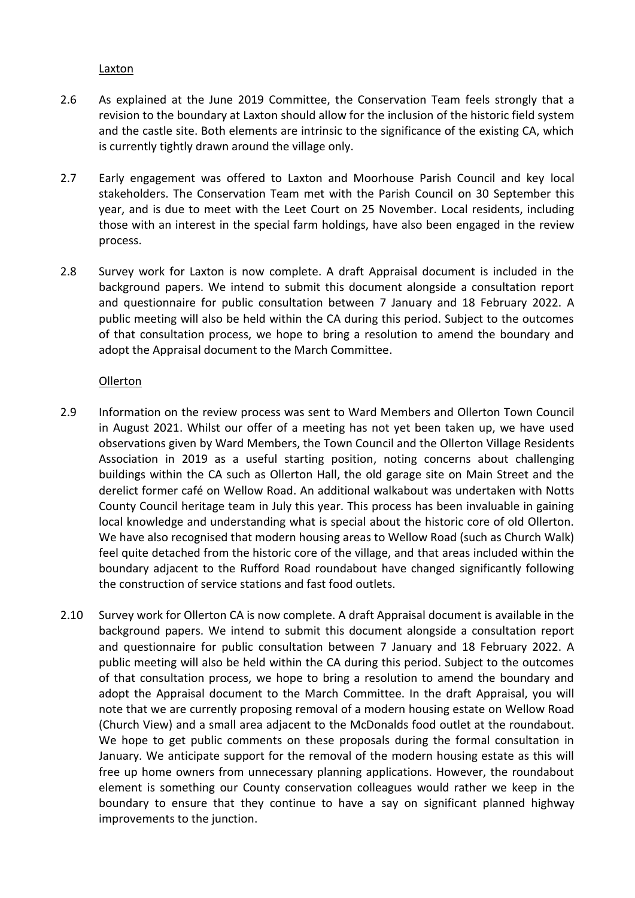Laxton

2.6 As explained at the June 2019 Committee, the Conservation Team feels strongly that a revision to the boundary at Laxton should allow for the inclusion of the historic field system and the castle site. Both elements are intrinsic to the significance of the existing CA, which is currently tightly drawn around the village only.

2.7 Early engagement was offered to Laxton and Moorhouse Parish Council and key local stakeholders. The Conservation Team met with the Parish Council on 30 September this year, and is due to meet with the Leet Court on 25 November. Local residents, including those with an interest in the special farm holdings, have also been engaged in the review process.

2.8 Survey work for Laxton is now complete. A draft Appraisal document is included in the background papers. We intend to submit this document alongside a consultation report and questionnaire for public consultation between 7 January and 18 February 2022. A public meeting will also be held within the CA during this period. Subject to the outcomes of that consultation process, we hope to bring a resolution to amend the boundary and adopt the Appraisal document to the March Committee.

Ollerton

2.9 Information on the review process was sent to Ward Members and Ollerton Town Council in August 2021. Whilst our offer of a meeting has not yet been taken up, we have used observations given by Ward Members, the Town Council and the Ollerton Village Residents Association in 2019 as a useful starting position, noting concerns about challenging buildings within the CA such as Ollerton Hall, the old garage site on Main Street and the derelict former café on Wellow Road. An additional walkabout was undertaken with Notts County Council heritage team in July this year. This process has been invaluable in gaining local knowledge and understanding what is special about the historic core of old Ollerton. We have also recognised that modern housing areas to Wellow Road (such as Church Walk) feel quite detached from the historic core of the village, and that areas included within the boundary adjacent to the Rufford Road roundabout have changed significantly following the construction of service stations and fast food outlets.

2.10 Survey work for Ollerton CA is now complete. A draft Appraisal document is available in the background papers. We intend to submit this document alongside a consultation report and questionnaire for public consultation between 7 January and 18 February 2022. A public meeting will also be held within the CA during this period. Subject to the outcomes of that consultation process, we hope to bring a resolution to amend the boundary and adopt the Appraisal document to the March Committee. In the draft Appraisal, you will note that we are currently proposing removal of a modern housing estate on Wellow Road (Church View) and a small area adjacent to the McDonalds food outlet at the roundabout. We hope to get public comments on these proposals during the formal consultation in January. We anticipate support for the removal of the modern housing estate as this will free up home owners from unnecessary planning applications. However, the roundabout element is something our County conservation colleagues would rather we keep in the boundary to ensure that they continue to have a say on significant planned highway improvements to the junction.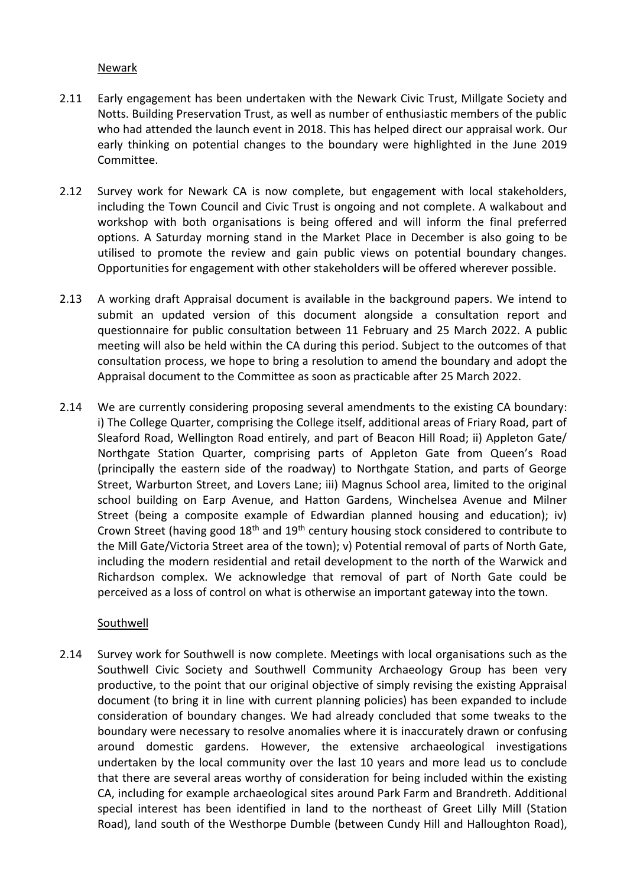Newark

2.11 Early engagement has been undertaken with the Newark Civic Trust, Millgate Society and Notts. Building Preservation Trust, as well as number of enthusiastic members of the public who had attended the launch event in 2018. This has helped direct our appraisal work. Our early thinking on potential changes to the boundary were highlighted in the June 2019 Committee.

2.12 Survey work for Newark CA is now complete, but engagement with local stakeholders, including the Town Council and Civic Trust is ongoing and not complete. A walkabout and workshop with both organisations is being offered and will inform the final preferred options. A Saturday morning stand in the Market Place in December is also going to be utilised to promote the review and gain public views on potential boundary changes. Opportunities for engagement with other stakeholders will be offered wherever possible.

2.13 A working draft Appraisal document is available in the background papers. We intend to submit an updated version of this document alongside a consultation report and questionnaire for public consultation between 11 February and 25 March 2022. A public meeting will also be held within the CA during this period. Subject to the outcomes of that consultation process, we hope to bring a resolution to amend the boundary and adopt the Appraisal document to the Committee as soon as practicable after 25 March 2022.

2.14 We are currently considering proposing several amendments to the existing CA boundary: i) The College Quarter, comprising the College itself, additional areas of Friary Road, part of Sleaford Road, Wellington Road entirely, and part of Beacon Hill Road; ii) Appleton Gate/ Northgate Station Quarter, comprising parts of Appleton Gate from Queen's Road (principally the eastern side of the roadway) to Northgate Station, and parts of George Street, Warburton Street, and Lovers Lane; iii) Magnus School area, limited to the original school building on Earp Avenue, and Hatton Gardens, Winchelsea Avenue and Milner Street (being a composite example of Edwardian planned housing and education); iv) Crown Street (having good 18th and 19th century housing stock considered to contribute to the Mill Gate/Victoria Street area of the town); v) Potential removal of parts of North Gate, including the modern residential and retail development to the north of the Warwick and Richardson complex. We acknowledge that removal of part of North Gate could be perceived as a loss of control on what is otherwise an important gateway into the town.

Southwell

2.14 Survey work for Southwell is now complete. Meetings with local organisations such as the Southwell Civic Society and Southwell Community Archaeology Group has been very productive, to the point that our original objective of simply revising the existing Appraisal document (to bring it in line with current planning policies) has been expanded to include consideration of boundary changes. We had already concluded that some tweaks to the boundary were necessary to resolve anomalies where it is inaccurately drawn or confusing around domestic gardens. However, the extensive archaeological investigations undertaken by the local community over the last 10 years and more lead us to conclude that there are several areas worthy of consideration for being included within the existing CA, including for example archaeological sites around Park Farm and Brandreth. Additional special interest has been identified in land to the northeast of Greet Lilly Mill (Station Road), land south of the Westhorpe Dumble (between Cundy Hill and Halloughton Road),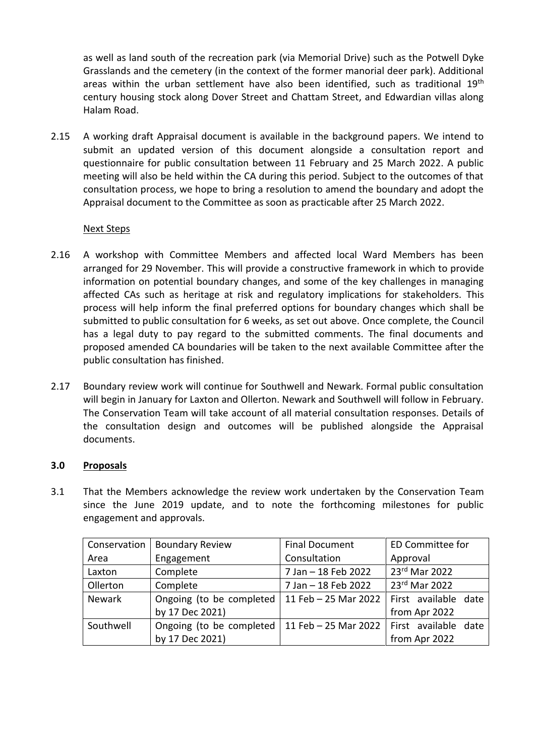as well as land south of the recreation park (via Memorial Drive) such as the Potwell Dyke Grasslands and the cemetery (in the context of the former manorial deer park). Additional areas within the urban settlement have also been identified, such as traditional 19th century housing stock along Dover Street and Chattam Street, and Edwardian villas along Halam Road.

2.15 A working draft Appraisal document is available in the background papers. We intend to submit an updated version of this document alongside a consultation report and questionnaire for public consultation between 11 February and 25 March 2022. A public meeting will also be held within the CA during this period. Subject to the outcomes of that consultation process, we hope to bring a resolution to amend the boundary and adopt the Appraisal document to the Committee as soon as practicable after 25 March 2022.

Next Steps

2.16 A workshop with Committee Members and affected local Ward Members has been arranged for 29 November. This will provide a constructive framework in which to provide information on potential boundary changes, and some of the key challenges in managing affected CAs such as heritage at risk and regulatory implications for stakeholders. This process will help inform the final preferred options for boundary changes which shall be submitted to public consultation for 6 weeks, as set out above. Once complete, the Council has a legal duty to pay regard to the submitted comments. The final documents and proposed amended CA boundaries will be taken to the next available Committee after the public consultation has finished.

2.17 Boundary review work will continue for Southwell and Newark. Formal public consultation will begin in January for Laxton and Ollerton. Newark and Southwell will follow in February. The Conservation Team will take account of all material consultation responses. Details of the consultation design and outcomes will be published alongside the Appraisal documents.

## 3.0 Proposals

3.1 That the Members acknowledge the review work undertaken by the Conservation Team since the June 2019 update, and to note the forthcoming milestones for public engagement and approvals.

| Conservation Area | Boundary Review Engagement | Final Document Consultation | ED Committee for Approval |
|---|---|---|---|
| Laxton | Complete | 7 Jan – 18 Feb 2022 | 23rd Mar 2022 |
| Ollerton | Complete | 7 Jan – 18 Feb 2022 | 23rd Mar 2022 |
| Newark | Ongoing (to be completed by 17 Dec 2021) | 11 Feb – 25 Mar 2022 | First available date from Apr 2022 |
| Southwell | Ongoing (to be completed by 17 Dec 2021) | 11 Feb – 25 Mar 2022 | First available date from Apr 2022 |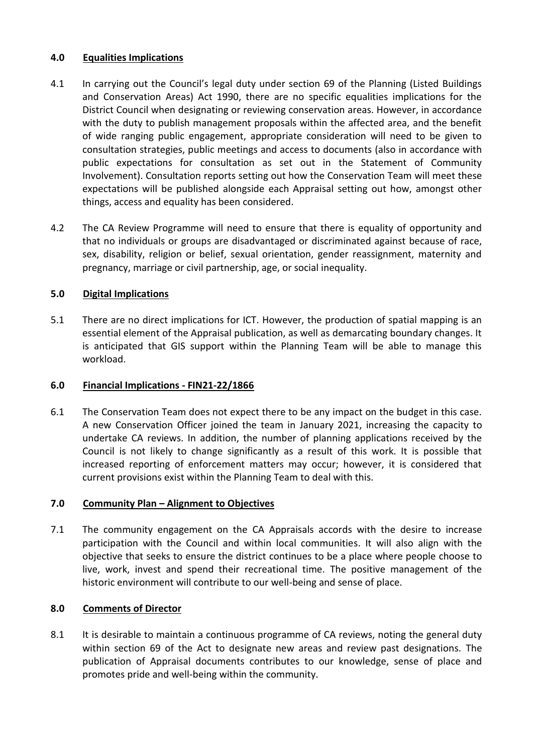## 4.0 Equalities Implications

4.1 In carrying out the Council's legal duty under section 69 of the Planning (Listed Buildings and Conservation Areas) Act 1990, there are no specific equalities implications for the District Council when designating or reviewing conservation areas. However, in accordance with the duty to publish management proposals within the affected area, and the benefit of wide ranging public engagement, appropriate consideration will need to be given to consultation strategies, public meetings and access to documents (also in accordance with public expectations for consultation as set out in the Statement of Community Involvement). Consultation reports setting out how the Conservation Team will meet these expectations will be published alongside each Appraisal setting out how, amongst other things, access and equality has been considered.

4.2 The CA Review Programme will need to ensure that there is equality of opportunity and that no individuals or groups are disadvantaged or discriminated against because of race, sex, disability, religion or belief, sexual orientation, gender reassignment, maternity and pregnancy, marriage or civil partnership, age, or social inequality.

## 5.0 Digital Implications

5.1 There are no direct implications for ICT. However, the production of spatial mapping is an essential element of the Appraisal publication, as well as demarcating boundary changes. It is anticipated that GIS support within the Planning Team will be able to manage this workload.

## 6.0 Financial Implications - FIN21-22/1866

6.1 The Conservation Team does not expect there to be any impact on the budget in this case. A new Conservation Officer joined the team in January 2021, increasing the capacity to undertake CA reviews. In addition, the number of planning applications received by the Council is not likely to change significantly as a result of this work. It is possible that increased reporting of enforcement matters may occur; however, it is considered that current provisions exist within the Planning Team to deal with this.

## 7.0 Community Plan – Alignment to Objectives

7.1 The community engagement on the CA Appraisals accords with the desire to increase participation with the Council and within local communities. It will also align with the objective that seeks to ensure the district continues to be a place where people choose to live, work, invest and spend their recreational time. The positive management of the historic environment will contribute to our well-being and sense of place.

## 8.0 Comments of Director

8.1 It is desirable to maintain a continuous programme of CA reviews, noting the general duty within section 69 of the Act to designate new areas and review past designations. The publication of Appraisal documents contributes to our knowledge, sense of place and promotes pride and well-being within the community.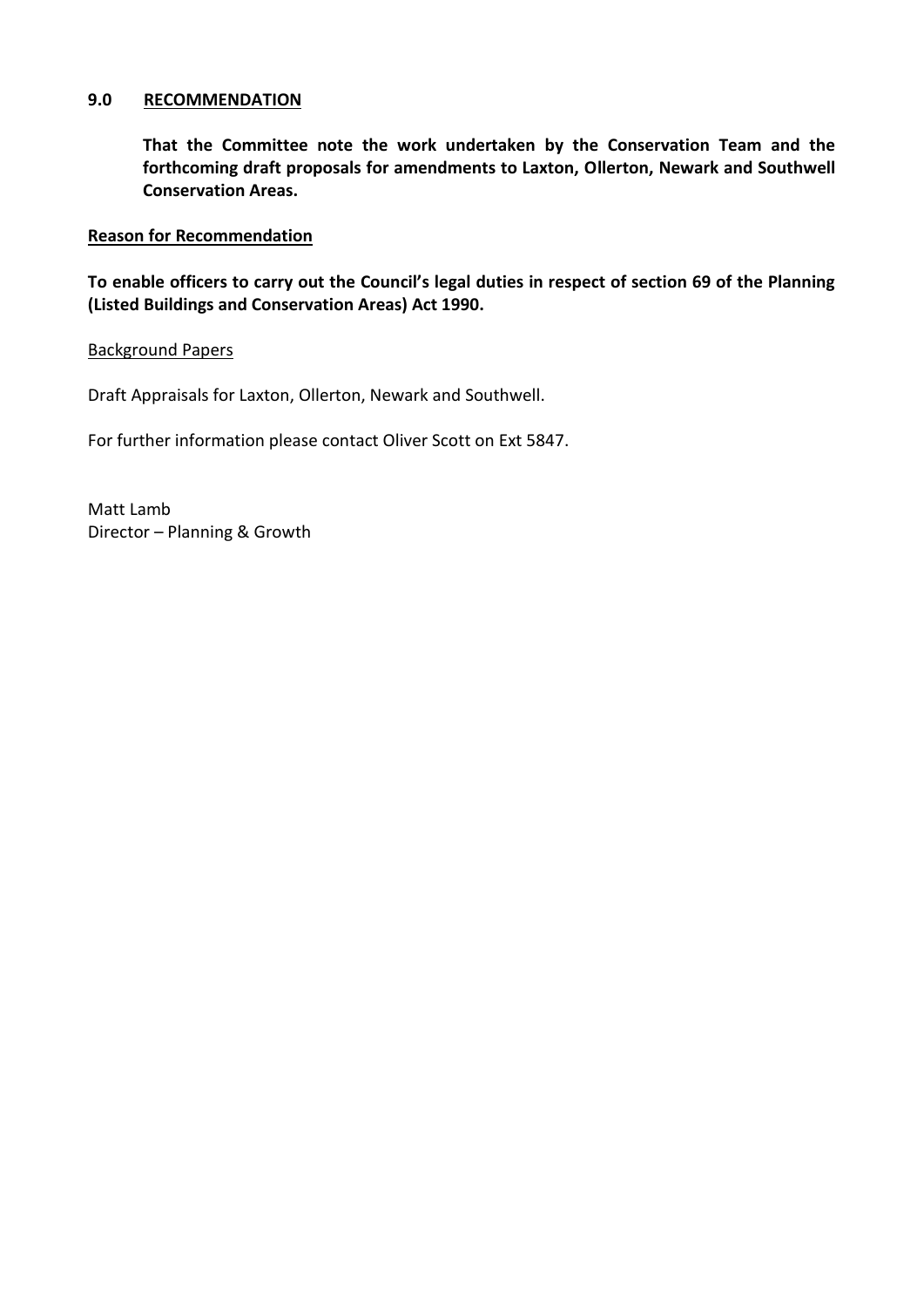## 9.0 RECOMMENDATION

**That the Committee note the work undertaken by the Conservation Team and the forthcoming draft proposals for amendments to Laxton, Ollerton, Newark and Southwell Conservation Areas.**

**Reason for Recommendation**

**To enable officers to carry out the Council's legal duties in respect of section 69 of the Planning (Listed Buildings and Conservation Areas) Act 1990.**

Background Papers

Draft Appraisals for Laxton, Ollerton, Newark and Southwell.

For further information please contact Oliver Scott on Ext 5847.

Matt Lamb
Director – Planning & Growth